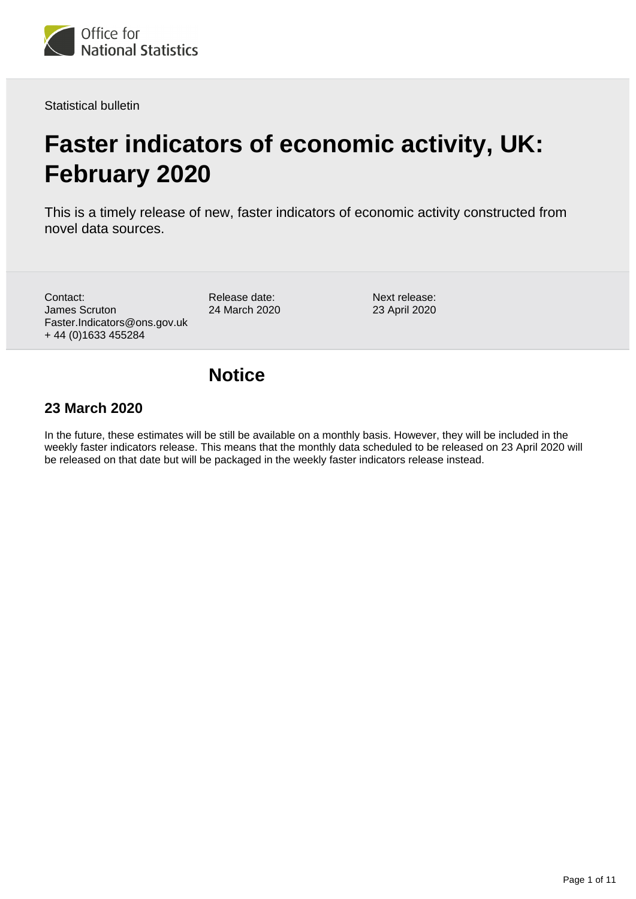Office for National Statistics

Statistical bulletin

# Faster indicators of economic activity, UK: February 2020

This is a timely release of new, faster indicators of economic activity constructed from novel data sources.

Contact:
James Scruton
Faster.Indicators@ons.gov.uk
+ 44 (0)1633 455284

Release date:
24 March 2020

Next release:
23 April 2020

## Notice

### 23 March 2020

In the future, these estimates will be still be available on a monthly basis. However, they will be included in the weekly faster indicators release. This means that the monthly data scheduled to be released on 23 April 2020 will be released on that date but will be packaged in the weekly faster indicators release instead.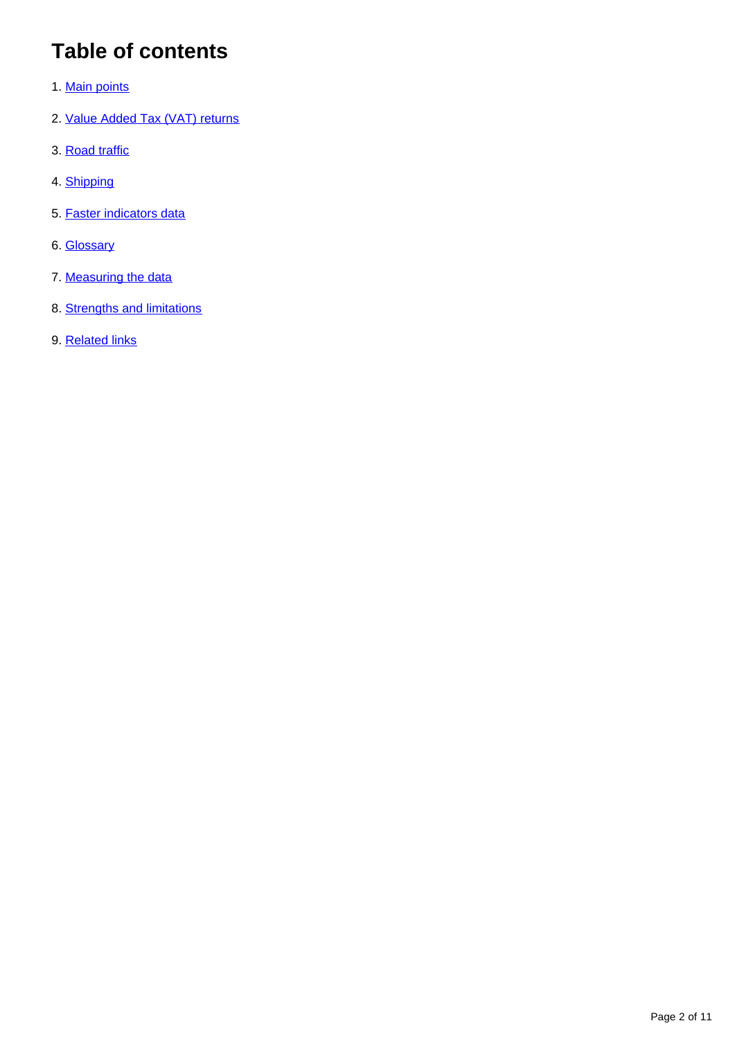## Table of contents

1. Main points
2. Value Added Tax (VAT) returns
3. Road traffic
4. Shipping
5. Faster indicators data
6. Glossary
7. Measuring the data
8. Strengths and limitations
9. Related links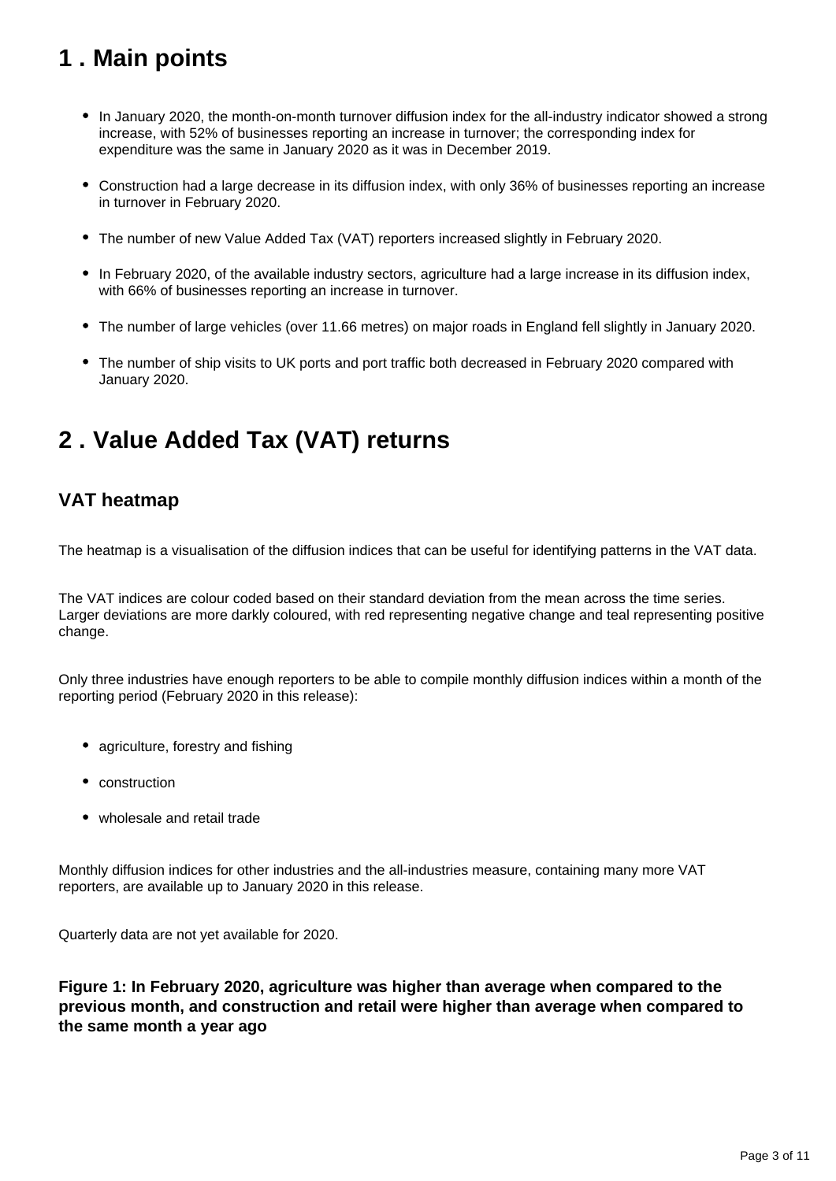## 1 . Main points

- In January 2020, the month-on-month turnover diffusion index for the all-industry indicator showed a strong increase, with 52% of businesses reporting an increase in turnover; the corresponding index for expenditure was the same in January 2020 as it was in December 2019.
- Construction had a large decrease in its diffusion index, with only 36% of businesses reporting an increase in turnover in February 2020.
- The number of new Value Added Tax (VAT) reporters increased slightly in February 2020.
- In February 2020, of the available industry sectors, agriculture had a large increase in its diffusion index, with 66% of businesses reporting an increase in turnover.
- The number of large vehicles (over 11.66 metres) on major roads in England fell slightly in January 2020.
- The number of ship visits to UK ports and port traffic both decreased in February 2020 compared with January 2020.

## 2 . Value Added Tax (VAT) returns

### VAT heatmap

The heatmap is a visualisation of the diffusion indices that can be useful for identifying patterns in the VAT data.

The VAT indices are colour coded based on their standard deviation from the mean across the time series. Larger deviations are more darkly coloured, with red representing negative change and teal representing positive change.

Only three industries have enough reporters to be able to compile monthly diffusion indices within a month of the reporting period (February 2020 in this release):

- agriculture, forestry and fishing
- construction
- wholesale and retail trade

Monthly diffusion indices for other industries and the all-industries measure, containing many more VAT reporters, are available up to January 2020 in this release.

Quarterly data are not yet available for 2020.

**Figure 1: In February 2020, agriculture was higher than average when compared to the previous month, and construction and retail were higher than average when compared to the same month a year ago**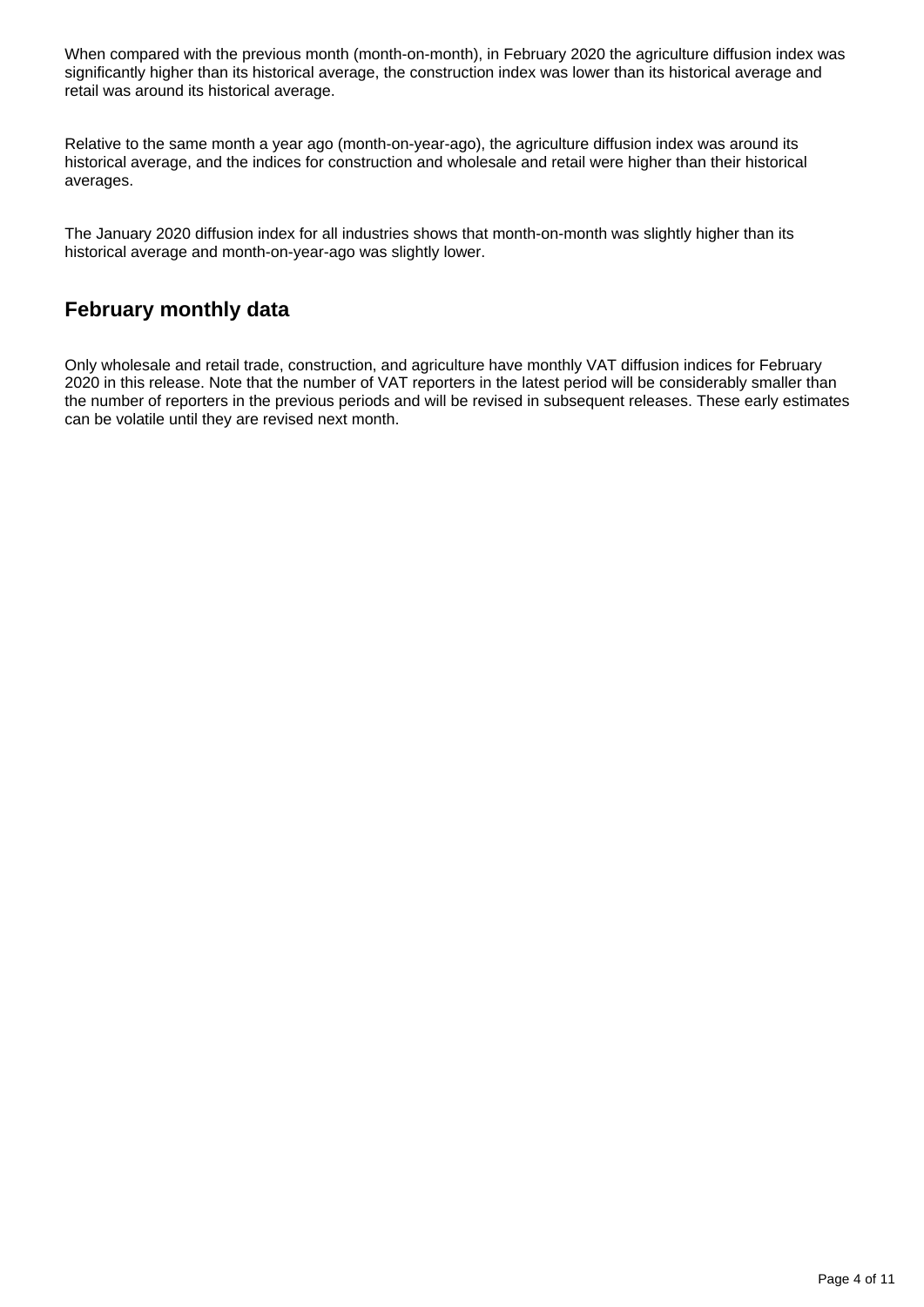When compared with the previous month (month-on-month), in February 2020 the agriculture diffusion index was significantly higher than its historical average, the construction index was lower than its historical average and retail was around its historical average.

Relative to the same month a year ago (month-on-year-ago), the agriculture diffusion index was around its historical average, and the indices for construction and wholesale and retail were higher than their historical averages.

The January 2020 diffusion index for all industries shows that month-on-month was slightly higher than its historical average and month-on-year-ago was slightly lower.

## February monthly data

Only wholesale and retail trade, construction, and agriculture have monthly VAT diffusion indices for February 2020 in this release. Note that the number of VAT reporters in the latest period will be considerably smaller than the number of reporters in the previous periods and will be revised in subsequent releases. These early estimates can be volatile until they are revised next month.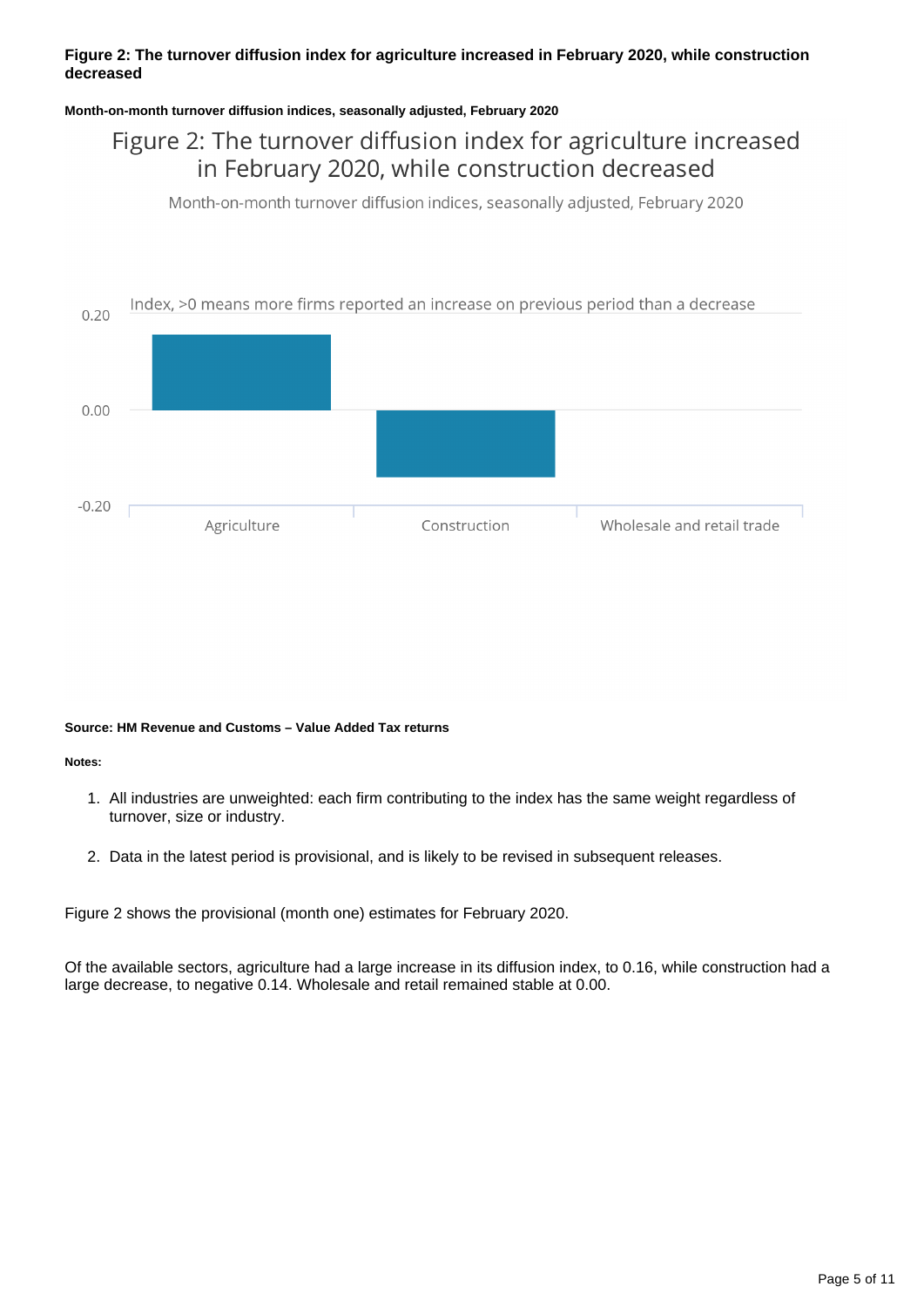**Figure 2: The turnover diffusion index for agriculture increased in February 2020, while construction decreased**

**Month-on-month turnover diffusion indices, seasonally adjusted, February 2020**

**Source: HM Revenue and Customs – Value Added Tax returns**

**Notes:**

1. All industries are unweighted: each firm contributing to the index has the same weight regardless of turnover, size or industry.
2. Data in the latest period is provisional, and is likely to be revised in subsequent releases.

Figure 2 shows the provisional (month one) estimates for February 2020.

Of the available sectors, agriculture had a large increase in its diffusion index, to 0.16, while construction had a large decrease, to negative 0.14. Wholesale and retail remained stable at 0.00.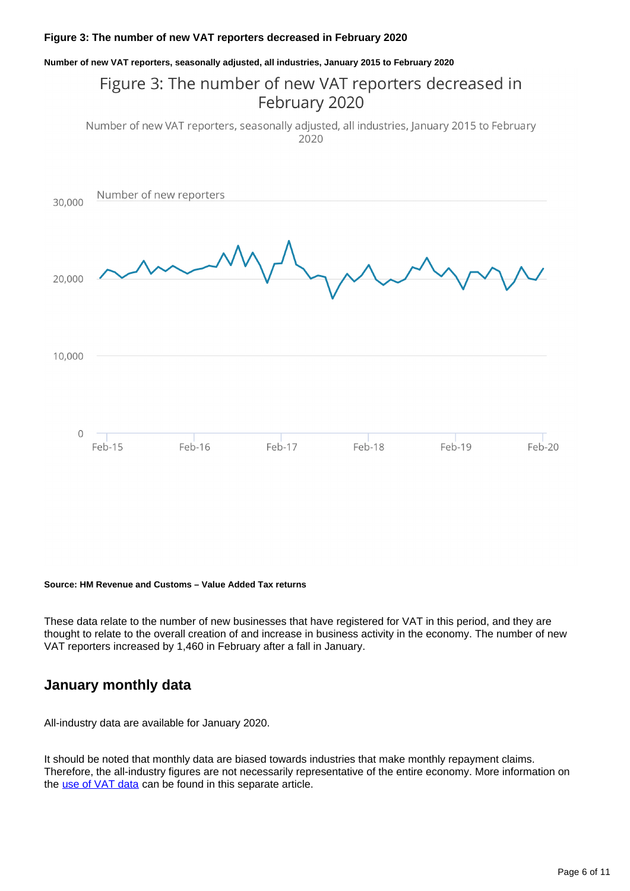#### Figure 3: The number of new VAT reporters decreased in February 2020

##### Number of new VAT reporters, seasonally adjusted, all industries, January 2015 to February 2020

Figure 3: The number of new VAT reporters decreased in February 2020

Number of new VAT reporters, seasonally adjusted, all industries, January 2015 to February 2020

Number of new reporters

30,000

20,000

10,000

0

Feb-15 Feb-16 Feb-17 Feb-18 Feb-19 Feb-20

**Source: HM Revenue and Customs – Value Added Tax returns**

These data relate to the number of new businesses that have registered for VAT in this period, and they are thought to relate to the overall creation of and increase in business activity in the economy. The number of new VAT reporters increased by 1,460 in February after a fall in January.

## January monthly data

All-industry data are available for January 2020.

It should be noted that monthly data are biased towards industries that make monthly repayment claims. Therefore, the all-industry figures are not necessarily representative of the entire economy. More information on the [use of VAT data](use of VAT data) can be found in this separate article.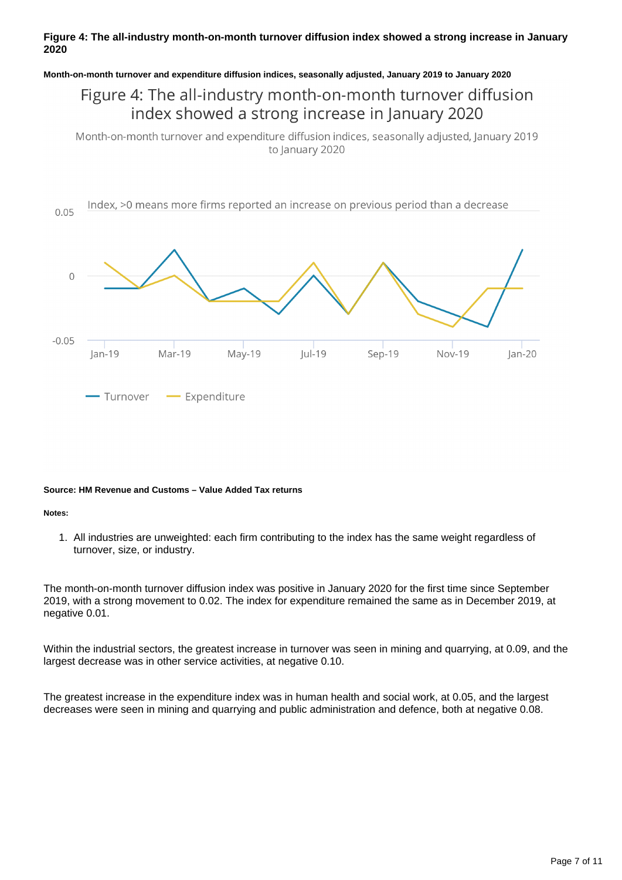**Figure 4: The all-industry month-on-month turnover diffusion index showed a strong increase in January 2020**

**Month-on-month turnover and expenditure diffusion indices, seasonally adjusted, January 2019 to January 2020**

Figure 4: The all-industry month-on-month turnover diffusion index showed a strong increase in January 2020

Month-on-month turnover and expenditure diffusion indices, seasonally adjusted, January 2019 to January 2020

Index, >0 means more firms reported an increase on previous period than a decrease

Turnover — Expenditure

**Source: HM Revenue and Customs – Value Added Tax returns**

**Notes:**

1. All industries are unweighted: each firm contributing to the index has the same weight regardless of turnover, size, or industry.

The month-on-month turnover diffusion index was positive in January 2020 for the first time since September 2019, with a strong movement to 0.02. The index for expenditure remained the same as in December 2019, at negative 0.01.

Within the industrial sectors, the greatest increase in turnover was seen in mining and quarrying, at 0.09, and the largest decrease was in other service activities, at negative 0.10.

The greatest increase in the expenditure index was in human health and social work, at 0.05, and the largest decreases were seen in mining and quarrying and public administration and defence, both at negative 0.08.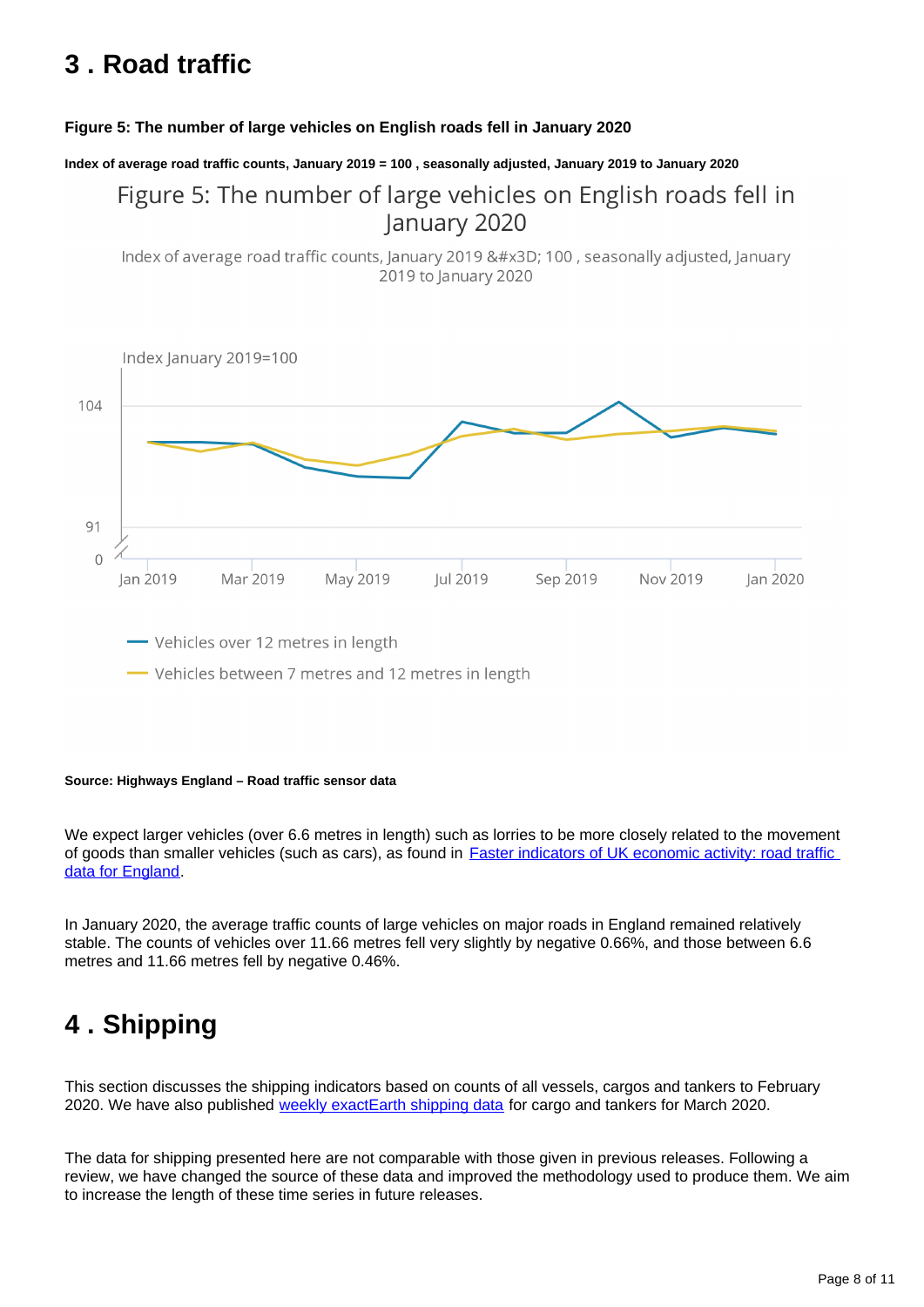## 3 . Road traffic

**Figure 5: The number of large vehicles on English roads fell in January 2020**

**Index of average road traffic counts, January 2019 = 100 , seasonally adjusted, January 2019 to January 2020**

Figure 5: The number of large vehicles on English roads fell in January 2020

Index of average road traffic counts, January 2019 &#x3D; 100 , seasonally adjusted, January 2019 to January 2020

Index January 2019=100

104

91

0

Jan 2019 Mar 2019 May 2019 Jul 2019 Sep 2019 Nov 2019 Jan 2020

Vehicles over 12 metres in length

Vehicles between 7 metres and 12 metres in length

**Source: Highways England – Road traffic sensor data**

We expect larger vehicles (over 6.6 metres in length) such as lorries to be more closely related to the movement of goods than smaller vehicles (such as cars), as found in Faster indicators of UK economic activity: road traffic data for England.

In January 2020, the average traffic counts of large vehicles on major roads in England remained relatively stable. The counts of vehicles over 11.66 metres fell very slightly by negative 0.66%, and those between 6.6 metres and 11.66 metres fell by negative 0.46%.

## 4 . Shipping

This section discusses the shipping indicators based on counts of all vessels, cargos and tankers to February 2020. We have also published weekly exactEarth shipping data for cargo and tankers for March 2020.

The data for shipping presented here are not comparable with those given in previous releases. Following a review, we have changed the source of these data and improved the methodology used to produce them. We aim to increase the length of these time series in future releases.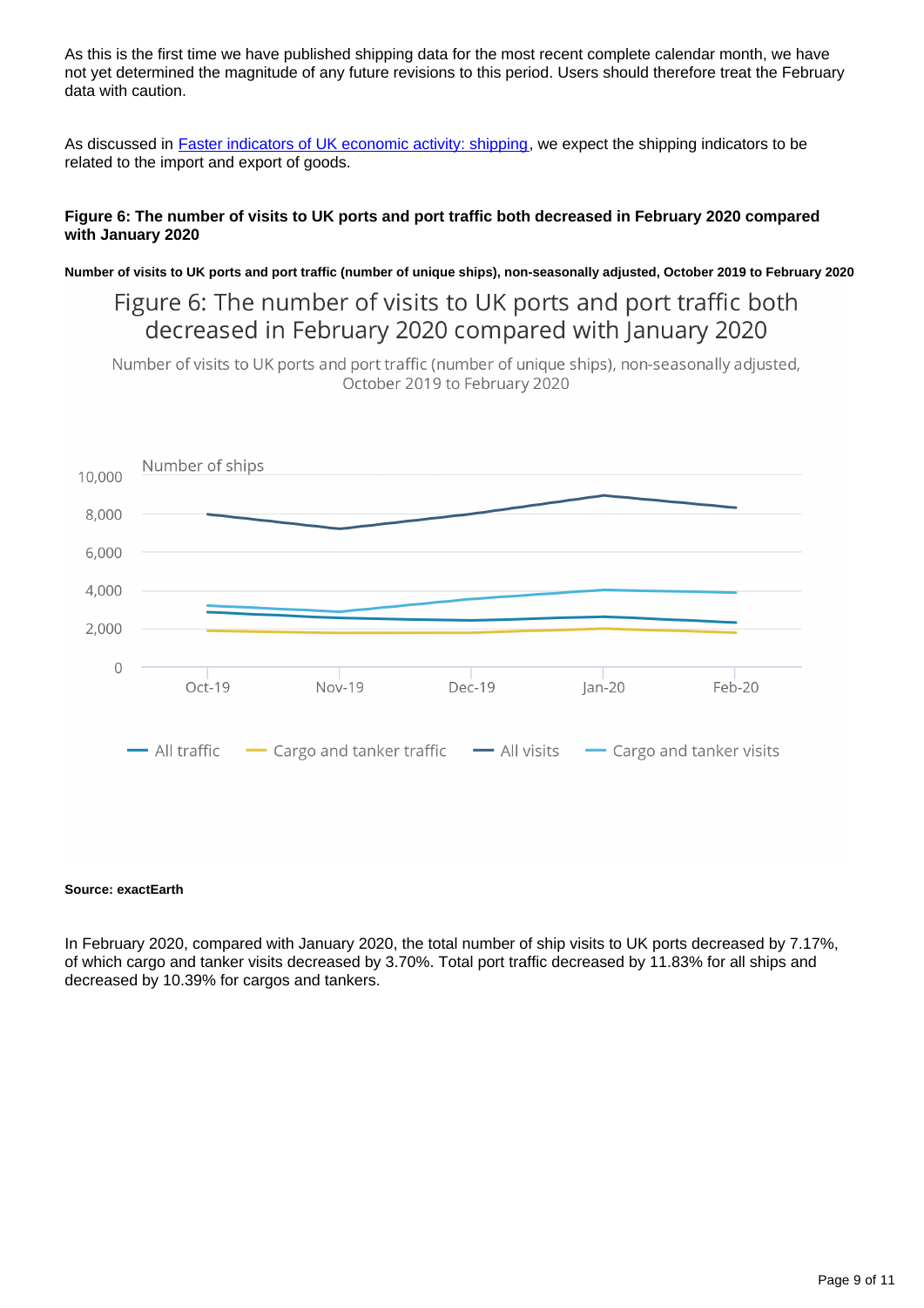As this is the first time we have published shipping data for the most recent complete calendar month, we have not yet determined the magnitude of any future revisions to this period. Users should therefore treat the February data with caution.

As discussed in [Faster indicators of UK economic activity: shipping](), we expect the shipping indicators to be related to the import and export of goods.

**Figure 6: The number of visits to UK ports and port traffic both decreased in February 2020 compared with January 2020**

**Number of visits to UK ports and port traffic (number of unique ships), non-seasonally adjusted, October 2019 to February 2020**

**Source: exactEarth**

In February 2020, compared with January 2020, the total number of ship visits to UK ports decreased by 7.17%, of which cargo and tanker visits decreased by 3.70%. Total port traffic decreased by 11.83% for all ships and decreased by 10.39% for cargos and tankers.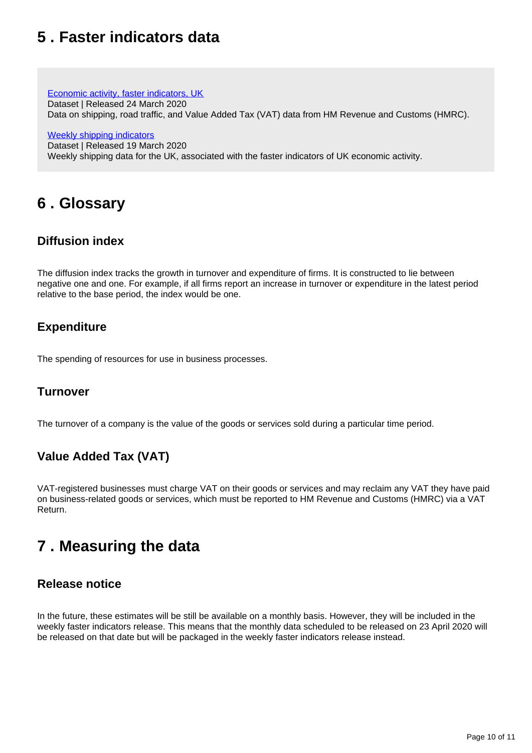## 5 . Faster indicators data

[Economic activity, faster indicators, UK](#)
Dataset | Released 24 March 2020
Data on shipping, road traffic, and Value Added Tax (VAT) data from HM Revenue and Customs (HMRC).

[Weekly shipping indicators](#)
Dataset | Released 19 March 2020
Weekly shipping data for the UK, associated with the faster indicators of UK economic activity.

## 6 . Glossary

### Diffusion index

The diffusion index tracks the growth in turnover and expenditure of firms. It is constructed to lie between negative one and one. For example, if all firms report an increase in turnover or expenditure in the latest period relative to the base period, the index would be one.

### Expenditure

The spending of resources for use in business processes.

### Turnover

The turnover of a company is the value of the goods or services sold during a particular time period.

### Value Added Tax (VAT)

VAT-registered businesses must charge VAT on their goods or services and may reclaim any VAT they have paid on business-related goods or services, which must be reported to HM Revenue and Customs (HMRC) via a VAT Return.

## 7 . Measuring the data

### Release notice

In the future, these estimates will be still be available on a monthly basis. However, they will be included in the weekly faster indicators release. This means that the monthly data scheduled to be released on 23 April 2020 will be released on that date but will be packaged in the weekly faster indicators release instead.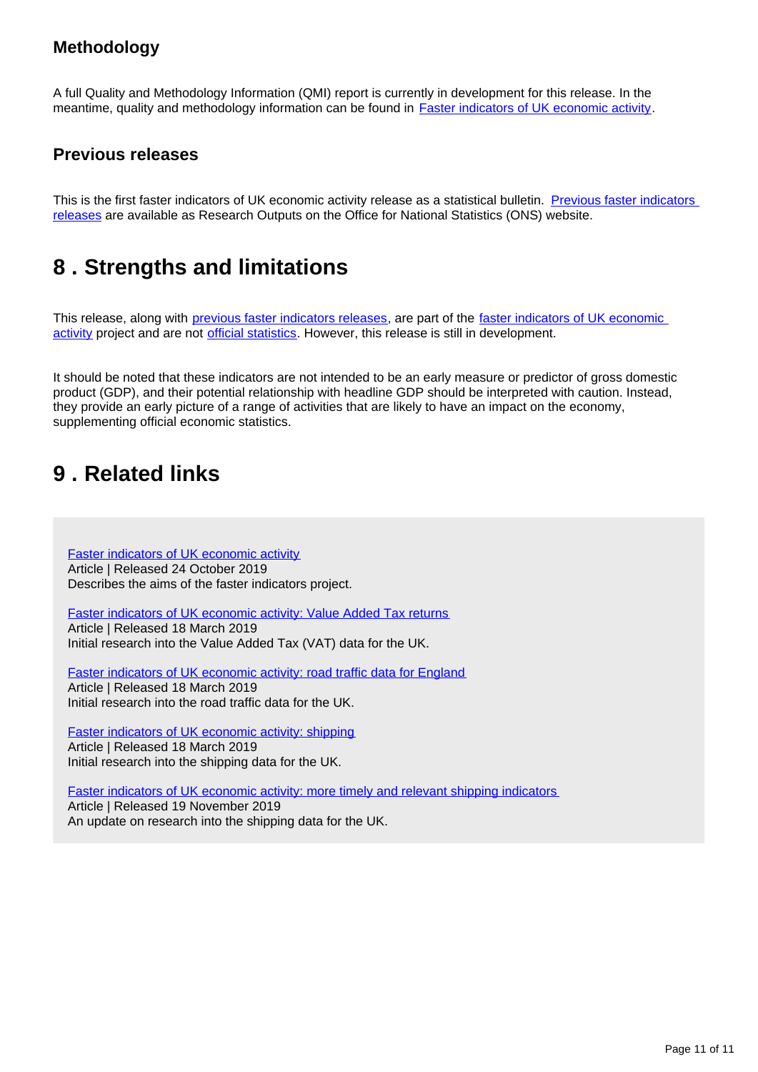### Methodology

A full Quality and Methodology Information (QMI) report is currently in development for this release. In the meantime, quality and methodology information can be found in [Faster indicators of UK economic activity](#).

### Previous releases

This is the first faster indicators of UK economic activity release as a statistical bulletin. [Previous faster indicators releases](#) are available as Research Outputs on the Office for National Statistics (ONS) website.

## 8 . Strengths and limitations

This release, along with [previous faster indicators releases](#), are part of the [faster indicators of UK economic activity](#) project and are not [official statistics](#). However, this release is still in development.

It should be noted that these indicators are not intended to be an early measure or predictor of gross domestic product (GDP), and their potential relationship with headline GDP should be interpreted with caution. Instead, they provide an early picture of a range of activities that are likely to have an impact on the economy, supplementing official economic statistics.

## 9 . Related links

[Faster indicators of UK economic activity](#)
Article | Released 24 October 2019
Describes the aims of the faster indicators project.

[Faster indicators of UK economic activity: Value Added Tax returns](#)
Article | Released 18 March 2019
Initial research into the Value Added Tax (VAT) data for the UK.

[Faster indicators of UK economic activity: road traffic data for England](#)
Article | Released 18 March 2019
Initial research into the road traffic data for the UK.

[Faster indicators of UK economic activity: shipping](#)
Article | Released 18 March 2019
Initial research into the shipping data for the UK.

[Faster indicators of UK economic activity: more timely and relevant shipping indicators](#)
Article | Released 19 November 2019
An update on research into the shipping data for the UK.